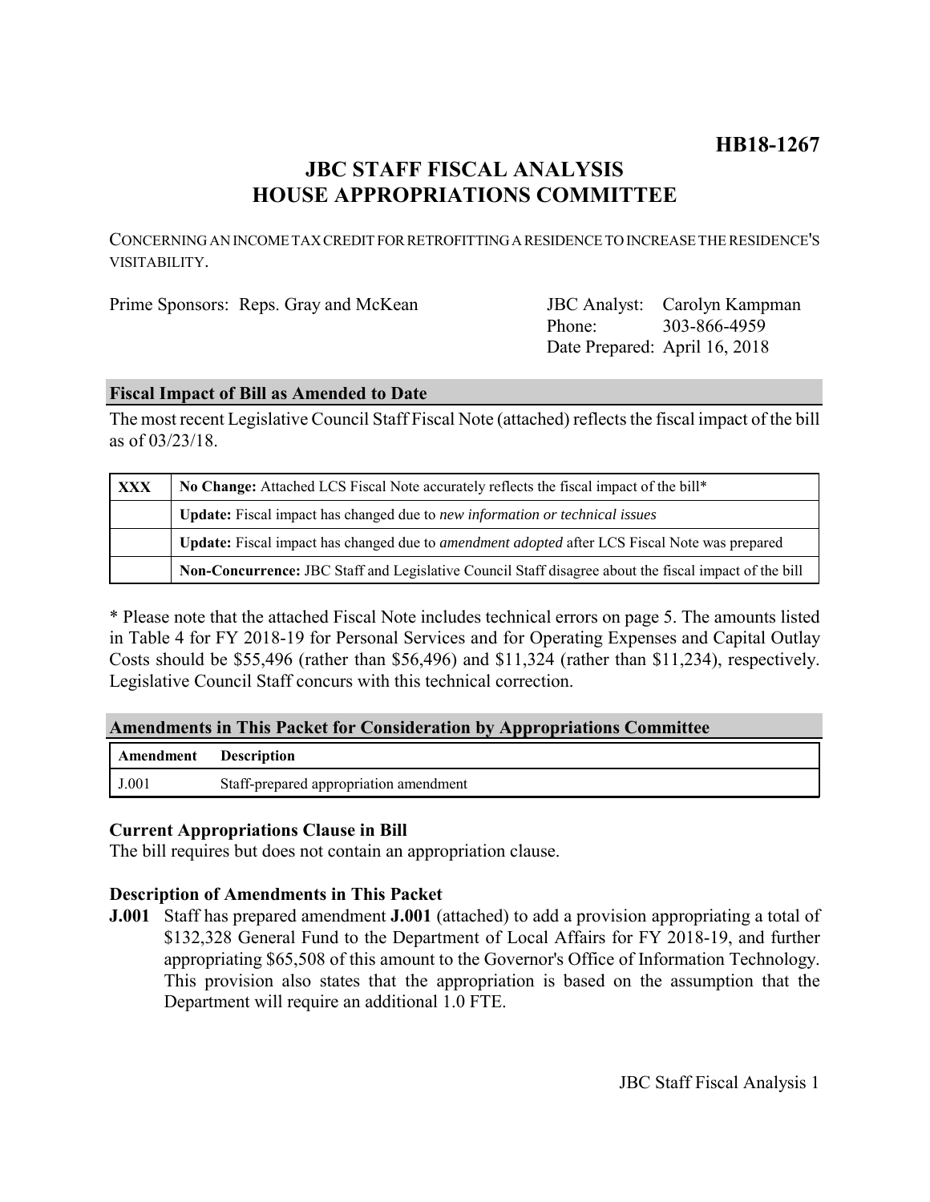**HB18-1267**

# JBC STAFF FISCAL ANALYSIS
# HOUSE APPROPRIATIONS COMMITTEE

CONCERNING AN INCOME TAX CREDIT FOR RETROFITTING A RESIDENCE TO INCREASE THE RESIDENCE'S VISITABILITY.

Prime Sponsors: Reps. Gray and McKean

JBC Analyst: Carolyn Kampman
Phone: 303-866-4959
Date Prepared: April 16, 2018

## Fiscal Impact of Bill as Amended to Date

The most recent Legislative Council Staff Fiscal Note (attached) reflects the fiscal impact of the bill as of 03/23/18.

| | |
|---|---|
| XXX | **No Change:** Attached LCS Fiscal Note accurately reflects the fiscal impact of the bill* |
| | **Update:** Fiscal impact has changed due to *new information or technical issues* |
| | **Update:** Fiscal impact has changed due to *amendment adopted* after LCS Fiscal Note was prepared |
| | **Non-Concurrence:** JBC Staff and Legislative Council Staff disagree about the fiscal impact of the bill |

* Please note that the attached Fiscal Note includes technical errors on page 5. The amounts listed in Table 4 for FY 2018-19 for Personal Services and for Operating Expenses and Capital Outlay Costs should be $55,496 (rather than $56,496) and $11,324 (rather than $11,234), respectively. Legislative Council Staff concurs with this technical correction.

## Amendments in This Packet for Consideration by Appropriations Committee

| Amendment | Description |
|---|---|
| J.001 | Staff-prepared appropriation amendment |

### Current Appropriations Clause in Bill

The bill requires but does not contain an appropriation clause.

### Description of Amendments in This Packet

**J.001** Staff has prepared amendment **J.001** (attached) to add a provision appropriating a total of $132,328 General Fund to the Department of Local Affairs for FY 2018-19, and further appropriating $65,508 of this amount to the Governor's Office of Information Technology. This provision also states that the appropriation is based on the assumption that the Department will require an additional 1.0 FTE.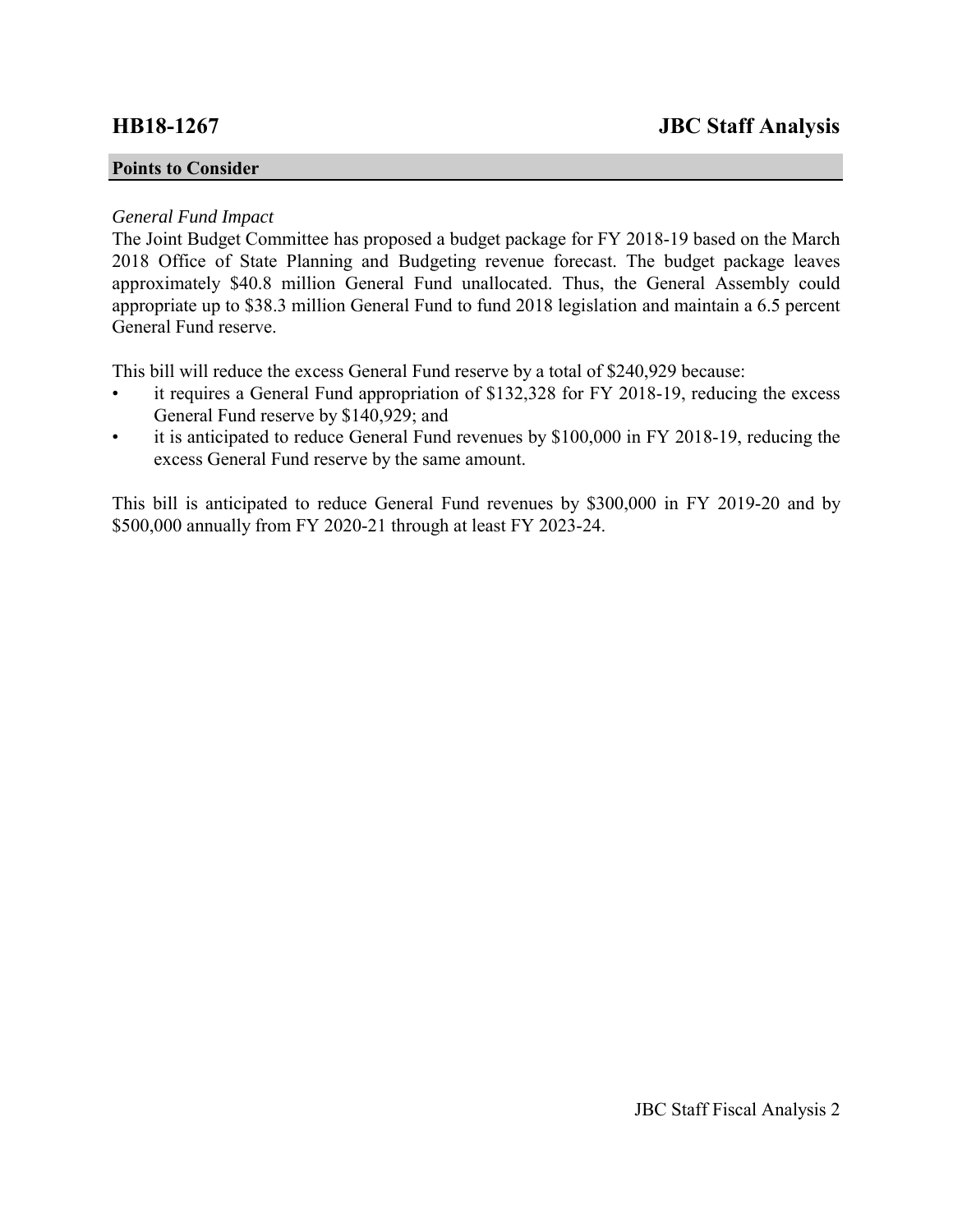## Points to Consider

*General Fund Impact*

The Joint Budget Committee has proposed a budget package for FY 2018-19 based on the March 2018 Office of State Planning and Budgeting revenue forecast. The budget package leaves approximately $40.8 million General Fund unallocated. Thus, the General Assembly could appropriate up to $38.3 million General Fund to fund 2018 legislation and maintain a 6.5 percent General Fund reserve.

This bill will reduce the excess General Fund reserve by a total of $240,929 because:

- it requires a General Fund appropriation of $132,328 for FY 2018-19, reducing the excess General Fund reserve by $140,929; and
- it is anticipated to reduce General Fund revenues by $100,000 in FY 2018-19, reducing the excess General Fund reserve by the same amount.

This bill is anticipated to reduce General Fund revenues by $300,000 in FY 2019-20 and by $500,000 annually from FY 2020-21 through at least FY 2023-24.